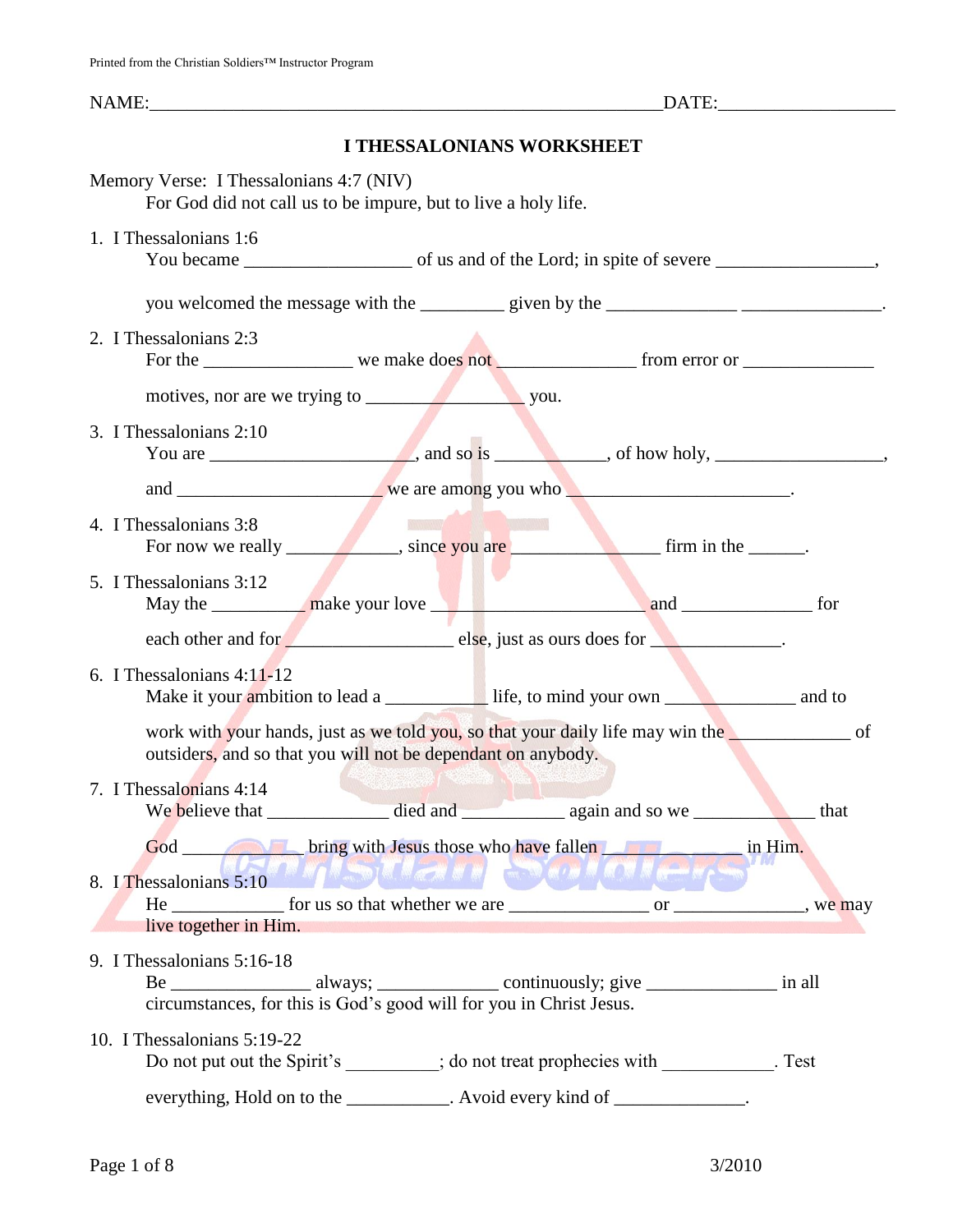Printed from the Christian Soldiers™ Instructor Program

NAME:_______________________________________________________DATE:__________________

# I THESSALONIANS WORKSHEET

Memory Verse: I Thessalonians 4:7 (NIV)
For God did not call us to be impure, but to live a holy life.

1. I Thessalonians 1:6
   You became __________________ of us and of the Lord; in spite of severe _________________,

   you welcomed the message with the _________ given by the ______________ _______________.

2. I Thessalonians 2:3
   For the ________________ we make does not _______________ from error or ______________

   motives, nor are we trying to _________________ you.

3. I Thessalonians 2:10
   You are _____________________, and so is ____________, of how holy, __________________,

   and _____________________ we are among you who ______________________.

4. I Thessalonians 3:8
   For now we really ____________, since you are ________________ firm in the ______.

5. I Thessalonians 3:12
   May the __________ make your love _______________________ and ______________ for

   each other and for __________________ else, just as ours does for ______________.

6. I Thessalonians 4:11-12
   Make it your ambition to lead a ___________ life, to mind your own ______________ and to

   work with your hands, just as we told you, so that your daily life may win the _____________ of outsiders, and so that you will not be dependant on anybody.

7. I Thessalonians 4:14
   We believe that _____________ died and ___________ again and so we _____________ that

   God _____________ bring with Jesus those who have fallen _______________ in Him.

8. I Thessalonians 5:10
   He ____________ for us so that whether we are _______________ or ______________, we may live together in Him.

9. I Thessalonians 5:16-18
   Be _______________ always; _____________ continuously; give ______________ in all circumstances, for this is God's good will for you in Christ Jesus.

10. I Thessalonians 5:19-22
    Do not put out the Spirit's __________; do not treat prophecies with ____________. Test

    everything, Hold on to the ___________. Avoid every kind of ______________.

3/2010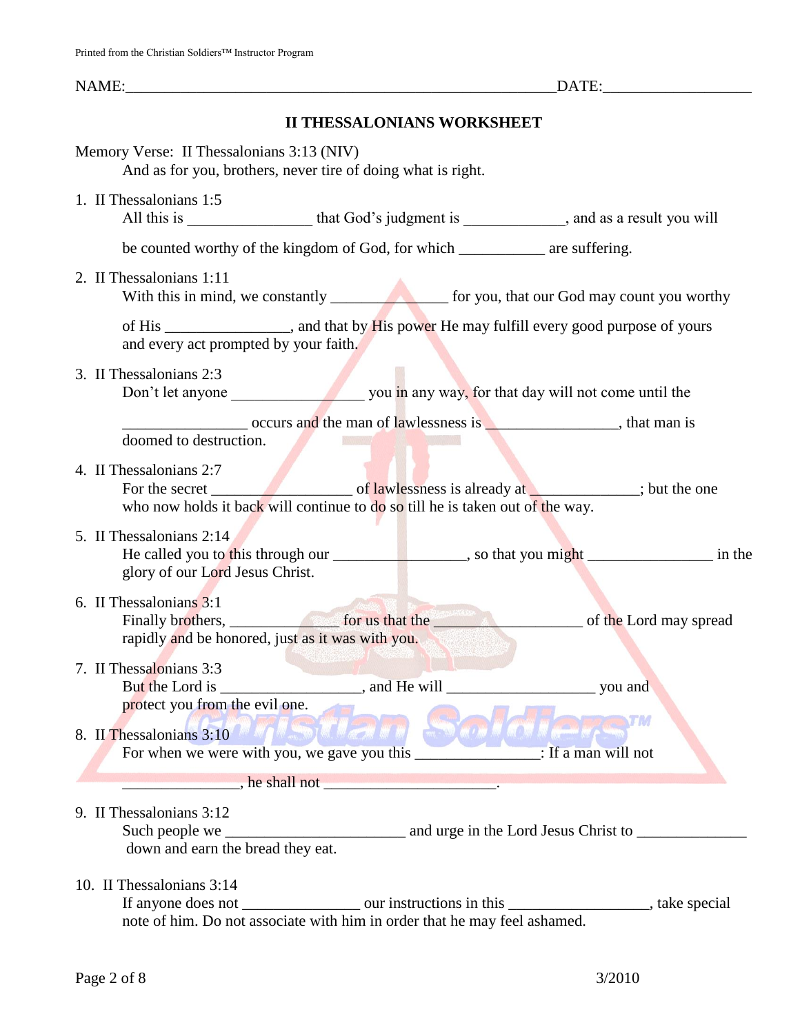NAME:_______________________________________________________DATE:__________________

## II THESSALONIANS WORKSHEET

Memory Verse: II Thessalonians 3:13 (NIV)
And as for you, brothers, never tire of doing what is right.

1. II Thessalonians 1:5
   All this is ________________ that God's judgment is _____________, and as a result you will

   be counted worthy of the kingdom of God, for which ___________ are suffering.

2. II Thessalonians 1:11
   With this in mind, we constantly _______________ for you, that our God may count you worthy

   of His ________________, and that by His power He may fulfill every good purpose of yours
   and every act prompted by your faith.

3. II Thessalonians 2:3
   Don't let anyone _________________ you in any way, for that day will not come until the

   ________________ occurs and the man of lawlessness is _________________, that man is
   doomed to destruction.

4. II Thessalonians 2:7
   For the secret __________________ of lawlessness is already at ______________; but the one
   who now holds it back will continue to do so till he is taken out of the way.

5. II Thessalonians 2:14
   He called you to this through our _________________, so that you might ________________ in the
   glory of our Lord Jesus Christ.

6. II Thessalonians 3:1
   Finally brothers, ______________ for us that the ___________________ of the Lord may spread
   rapidly and be honored, just as it was with you.

7. II Thessalonians 3:3
   But the Lord is __________________, and He will ___________________ you and
   protect you from the evil one.

8. II Thessalonians 3:10
   For when we were with you, we gave you this ________________: If a man will not

   _______________, he shall not ______________________.

9. II Thessalonians 3:12
   Such people we _______________________ and urge in the Lord Jesus Christ to ______________
   down and earn the bread they eat.

10. II Thessalonians 3:14
    If anyone does not _______________ our instructions in this __________________, take special
    note of him. Do not associate with him in order that he may feel ashamed.

3/2010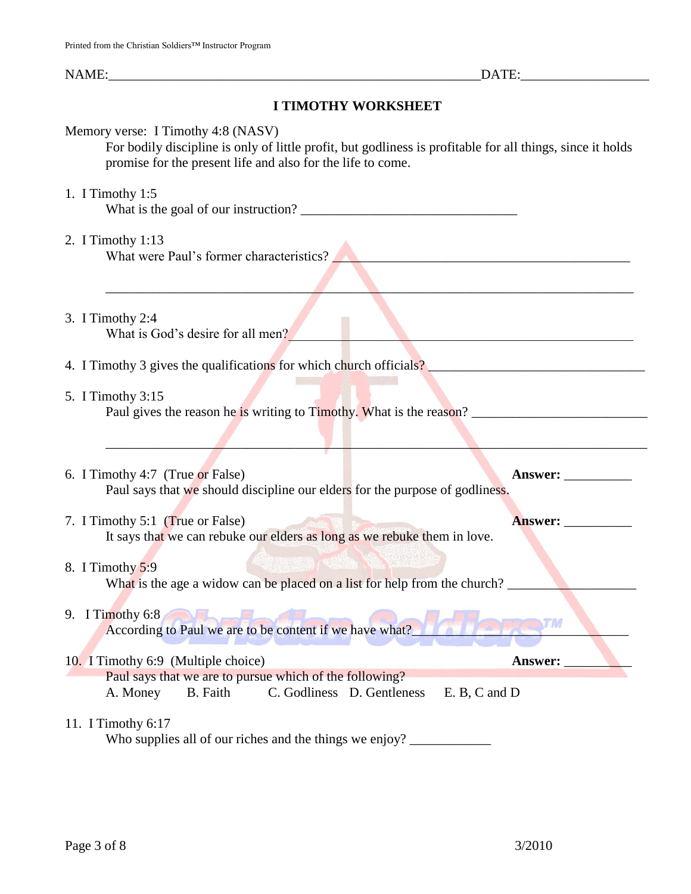NAME:\_\_\_\_\_\_\_\_\_\_\_\_\_\_\_\_\_\_\_\_\_\_\_\_\_\_\_\_\_\_\_\_\_\_\_\_\_\_\_\_\_\_\_\_\_\_\_\_\_\_\_\_\_\_\_\_DATE:\_\_\_\_\_\_\_\_\_\_\_\_\_\_\_\_\_\_\_

# I TIMOTHY WORKSHEET

Memory verse: I Timothy 4:8 (NASV)

For bodily discipline is only of little profit, but godliness is profitable for all things, since it holds promise for the present life and also for the life to come.

1. I Timothy 1:5
   What is the goal of our instruction? \_\_\_\_\_\_\_\_\_\_\_\_\_\_\_\_\_\_\_\_\_\_\_\_\_\_\_\_\_\_\_\_

2. I Timothy 1:13
   What were Paul's former characteristics? \_\_\_\_\_\_\_\_\_\_\_\_\_\_\_\_\_\_\_\_\_\_\_\_\_\_\_\_\_\_\_\_\_\_\_\_\_\_\_\_\_\_\_\_

   \_\_\_\_\_\_\_\_\_\_\_\_\_\_\_\_\_\_\_\_\_\_\_\_\_\_\_\_\_\_\_\_\_\_\_\_\_\_\_\_\_\_\_\_\_\_\_\_\_\_\_\_\_\_\_\_\_\_\_\_\_\_\_\_\_\_\_\_\_\_\_\_\_\_\_\_

3. I Timothy 2:4
   What is God's desire for all men?\_\_\_\_\_\_\_\_\_\_\_\_\_\_\_\_\_\_\_\_\_\_\_\_\_\_\_\_\_\_\_\_\_\_\_\_\_\_\_\_\_\_\_\_\_\_\_\_\_\_

4. I Timothy 3 gives the qualifications for which church officials? \_\_\_\_\_\_\_\_\_\_\_\_\_\_\_\_\_\_\_\_\_\_\_\_\_\_\_\_\_\_\_\_

5. I Timothy 3:15
   Paul gives the reason he is writing to Timothy. What is the reason? \_\_\_\_\_\_\_\_\_\_\_\_\_\_\_\_\_\_\_\_\_\_\_\_\_\_

   \_\_\_\_\_\_\_\_\_\_\_\_\_\_\_\_\_\_\_\_\_\_\_\_\_\_\_\_\_\_\_\_\_\_\_\_\_\_\_\_\_\_\_\_\_\_\_\_\_\_\_\_\_\_\_\_\_\_\_\_\_\_\_\_\_\_\_\_\_\_\_\_\_\_\_\_

6. I Timothy 4:7 (True or False) **Answer:** \_\_\_\_\_\_\_\_\_\_
   Paul says that we should discipline our elders for the purpose of godliness.

7. I Timothy 5:1 (True or False) **Answer:** \_\_\_\_\_\_\_\_\_\_
   It says that we can rebuke our elders as long as we rebuke them in love.

8. I Timothy 5:9
   What is the age a widow can be placed on a list for help from the church? \_\_\_\_\_\_\_\_\_\_\_\_\_\_\_\_\_\_\_

9. I Timothy 6:8
   According to Paul we are to be content if we have what?\_\_\_\_\_\_\_\_\_\_\_\_\_\_\_\_\_\_\_\_\_\_\_\_\_\_\_\_\_\_\_\_

10. I Timothy 6:9 (Multiple choice) **Answer:** \_\_\_\_\_\_\_\_\_\_
    Paul says that we are to pursue which of the following?
    A. Money B. Faith C. Godliness D. Gentleness E. B, C and D

11. I Timothy 6:17
    Who supplies all of our riches and the things we enjoy? \_\_\_\_\_\_\_\_\_\_\_\_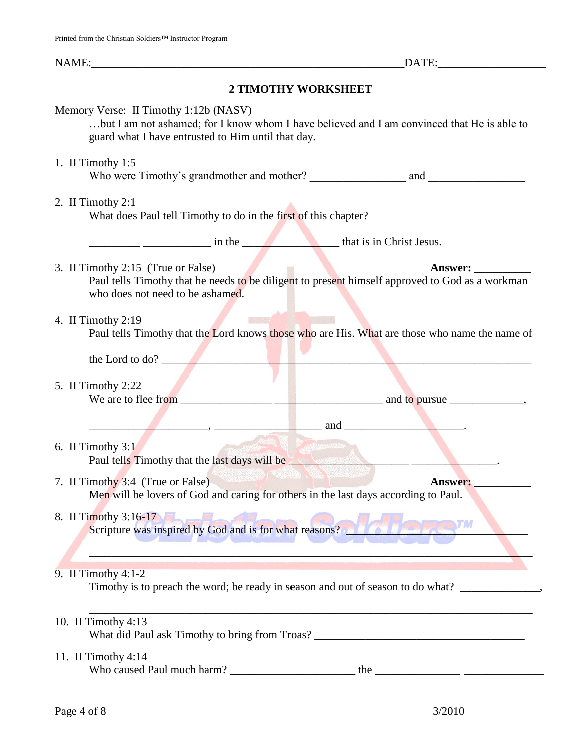NAME:_______________________________________________________DATE:__________________

## 2 TIMOTHY WORKSHEET

Memory Verse: II Timothy 1:12b (NASV)

…but I am not ashamed; for I know whom I have believed and I am convinced that He is able to guard what I have entrusted to Him until that day.

1. II Timothy 1:5
   Who were Timothy's grandmother and mother? ________________ and ________________

2. II Timothy 2:1
   What does Paul tell Timothy to do in the first of this chapter?

   _________ ____________ in the _________________ that is in Christ Jesus.

3. II Timothy 2:15 (True or False) **Answer:** __________
   Paul tells Timothy that he needs to be diligent to present himself approved to God as a workman who does not need to be ashamed.

4. II Timothy 2:19
   Paul tells Timothy that the Lord knows those who are His. What are those who name the name of the Lord to do? ____________________________________________________________________

5. II Timothy 2:22
   We are to flee from ________________ ___________________ and to pursue _____________,

   _____________________, ___________________ and ____________________.

6. II Timothy 3:1
   Paul tells Timothy that the last days will be _________________ _______________.

7. II Timothy 3:4 (True or False) **Answer:** __________
   Men will be lovers of God and caring for others in the last days according to Paul.

8. II Timothy 3:16-17
   Scripture was inspired by God and is for what reasons? ___________________________

   ____________________________________________________________________________

9. II Timothy 4:1-2
   Timothy is to preach the word; be ready in season and out of season to do what? _____________,

   ____________________________________________________________________________

10. II Timothy 4:13
    What did Paul ask Timothy to bring from Troas? _____________________________________

11. II Timothy 4:14
    Who caused Paul much harm? ______________________ the ______________ ______________

3/2010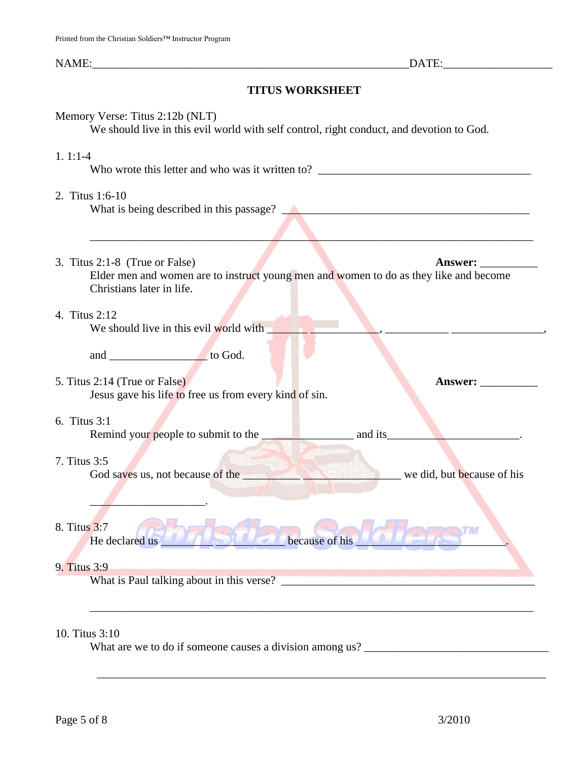NAME:_______________________________________________________DATE:__________________

## TITUS WORKSHEET

Memory Verse: Titus 2:12b (NLT)
We should live in this evil world with self control, right conduct, and devotion to God.

1. 1:1-4
   Who wrote this letter and who was it written to? ______________________________________

2. Titus 1:6-10
   What is being described in this passage? ___________________________________________

   ________________________________________________________________________________

3. Titus 2:1-8 (True or False) **Answer:** __________
   Elder men and women are to instruct young men and women to do as they like and become Christians later in life.

4. Titus 2:12
   We should live in this evil world with ______ ___________, ___________ ________________,

   and ________________ to God.

5. Titus 2:14 (True or False) **Answer:** __________
   Jesus gave his life to free us from every kind of sin.

6. Titus 3:1
   Remind your people to submit to the ________________ and its______________________.

7. Titus 3:5
   God saves us, not because of the __________ ________________ we did, but because of his

   ____________________.

8. Titus 3:7
   He declared us ______________________ because of his ___________________________.

9. Titus 3:9
   What is Paul talking about in this verse? ____________________________________________

   ________________________________________________________________________________

10. Titus 3:10
    What are we to do if someone causes a division among us? ________________________________

    ________________________________________________________________________________

3/2010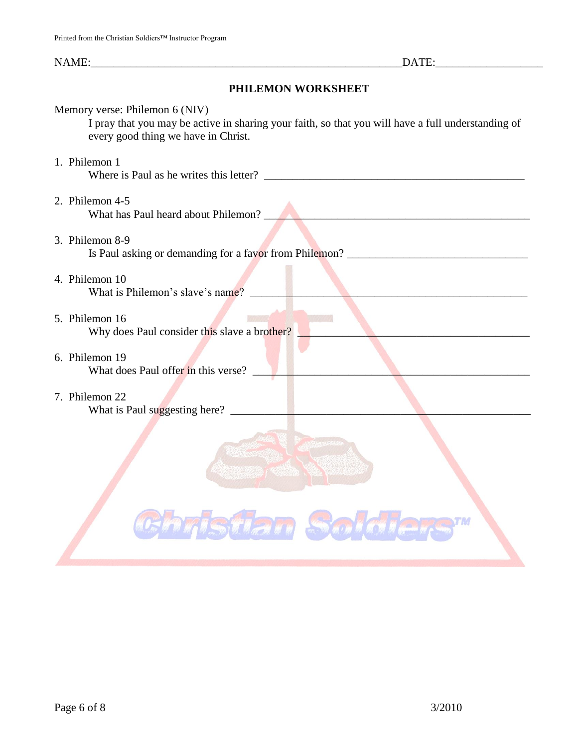NAME:_______________________________________________________DATE:__________________

## PHILEMON WORKSHEET

Memory verse: Philemon 6 (NIV)

> I pray that you may be active in sharing your faith, so that you will have a full understanding of every good thing we have in Christ.

1. Philemon 1
   Where is Paul as he writes this letter? _______________________________________________

2. Philemon 4-5
   What has Paul heard about Philemon? ________________________________________________

3. Philemon 8-9
   Is Paul asking or demanding for a favor from Philemon? _________________________________

4. Philemon 10
   What is Philemon's slave's name? ___________________________________________________

5. Philemon 16
   Why does Paul consider this slave a brother? __________________________________________

6. Philemon 19
   What does Paul offer in this verse? _________________________________________________

7. Philemon 22
   What is Paul suggesting here? ______________________________________________________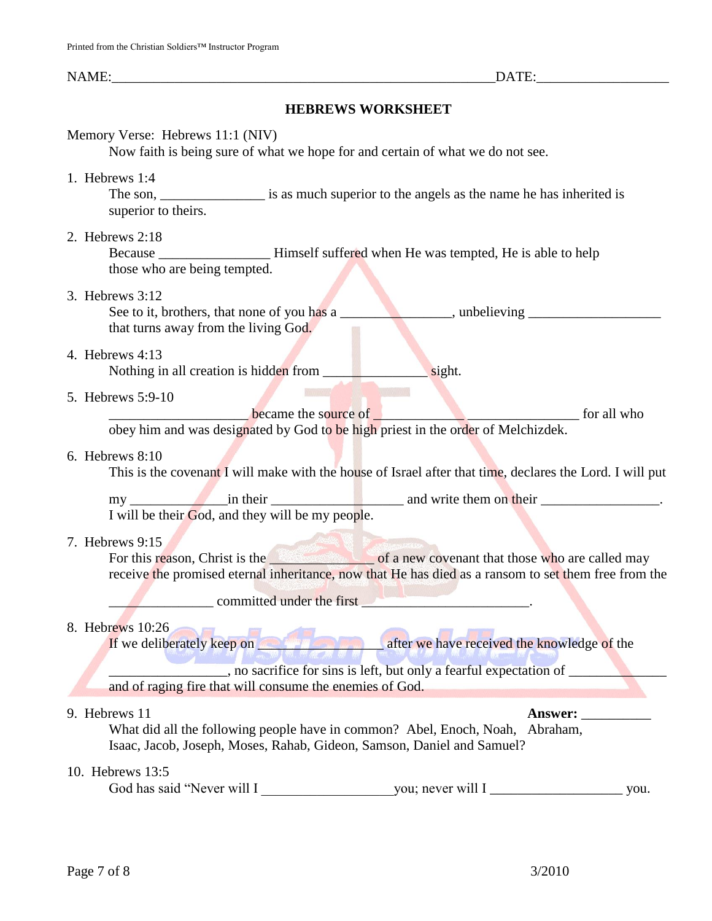NAME:_______________________________________________________DATE:__________________

## HEBREWS WORKSHEET

Memory Verse: Hebrews 11:1 (NIV)
Now faith is being sure of what we hope for and certain of what we do not see.

1. Hebrews 1:4
   The son, _______________ is as much superior to the angels as the name he has inherited is superior to theirs.

2. Hebrews 2:18
   Because ________________ Himself suffered when He was tempted, He is able to help those who are being tempted.

3. Hebrews 3:12
   See to it, brothers, that none of you has a ________________, unbelieving ___________________ that turns away from the living God.

4. Hebrews 4:13
   Nothing in all creation is hidden from _______________ sight.

5. Hebrews 5:9-10
   ____________________ became the source of _____________________________ for all who obey him and was designated by God to be high priest in the order of Melchizdek.

6. Hebrews 8:10
   This is the covenant I will make with the house of Israel after that time, declares the Lord. I will put

   my ______________in their ___________________ and write them on their _________________.
   I will be their God, and they will be my people.

7. Hebrews 9:15
   For this reason, Christ is the _______________ of a new covenant that those who are called may receive the promised eternal inheritance, now that He has died as a ransom to set them free from the

   _______________ committed under the first ________________________.

8. Hebrews 10:26
   If we deliberately keep on _______________ after we have received the knowledge of the

   _________________, no sacrifice for sins is left, but only a fearful expectation of ______________ and of raging fire that will consume the enemies of God.

9. Hebrews 11 **Answer:** __________
   What did all the following people have in common? Abel, Enoch, Noah, Abraham, Isaac, Jacob, Joseph, Moses, Rahab, Gideon, Samson, Daniel and Samuel?

10. Hebrews 13:5
    God has said "Never will I __________________you; never will I ___________________ you.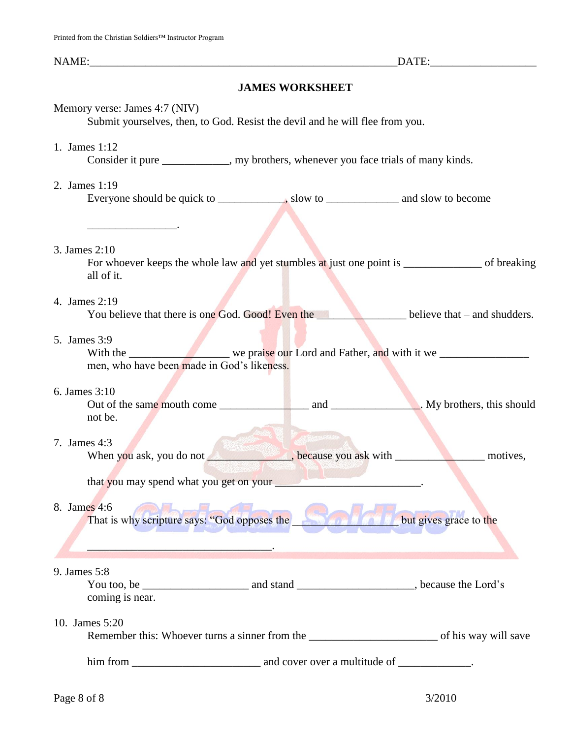NAME:_______________________________________________________DATE:__________________

## JAMES WORKSHEET

Memory verse: James 4:7 (NIV)

Submit yourselves, then, to God. Resist the devil and he will flee from you.

1. James 1:12
   Consider it pure ____________, my brothers, whenever you face trials of many kinds.

2. James 1:19
   Everyone should be quick to ____________, slow to _____________ and slow to become
   
   ________________.

3. James 2:10
   For whoever keeps the whole law and yet stumbles at just one point is ______________ of breaking all of it.

4. James 2:19
   You believe that there is one God. Good! Even the ________________ believe that – and shudders.

5. James 3:9
   With the __________________ we praise our Lord and Father, and with it we ________________ men, who have been made in God's likeness.

6. James 3:10
   Out of the same mouth come ________________ and ________________. My brothers, this should not be.

7. James 4:3
   When you ask, you do not ______________, because you ask with ________________ motives,
   
   that you may spend what you get on your __________________________.

8. James 4:6
   That is why scripture says: "God opposes the ________________ but gives grace to the
   
   _________________________________.

9. James 5:8
   You too, be ___________________ and stand _____________________, because the Lord's coming is near.

10. James 5:20
    Remember this: Whoever turns a sinner from the _______________________ of his way will save
    
    him from _______________________ and cover over a multitude of _____________.